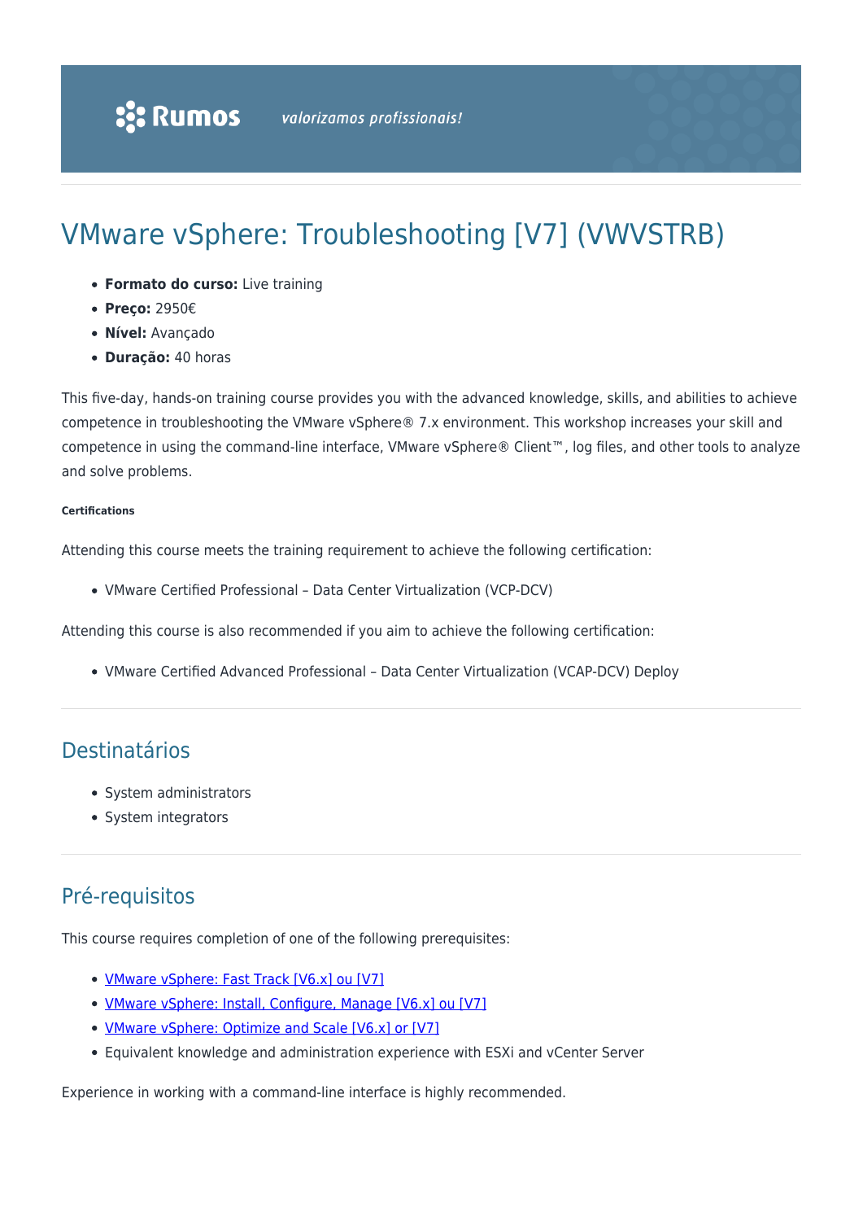# VMware vSphere: Troubleshooting [V7] (VWVSTRB)

- **Formato do curso:** Live training
- **Preço:** 2950€
- **Nível:** Avançado
- **Duração:** 40 horas

This five-day, hands-on training course provides you with the advanced knowledge, skills, and abilities to achieve competence in troubleshooting the VMware vSphere® 7.x environment. This workshop increases your skill and competence in using the command-line interface, VMware vSphere® Client™, log files, and other tools to analyze and solve problems.

###### Certifications

Attending this course meets the training requirement to achieve the following certification:

- VMware Certified Professional – Data Center Virtualization (VCP-DCV)

Attending this course is also recommended if you aim to achieve the following certification:

- VMware Certified Advanced Professional – Data Center Virtualization (VCAP-DCV) Deploy

## Destinatários

- System administrators
- System integrators

## Pré-requisitos

This course requires completion of one of the following prerequisites:

- VMware vSphere: Fast Track [V6.x] ou [V7]
- VMware vSphere: Install, Configure, Manage [V6.x] ou [V7]
- VMware vSphere: Optimize and Scale [V6.x] or [V7]
- Equivalent knowledge and administration experience with ESXi and vCenter Server

Experience in working with a command-line interface is highly recommended.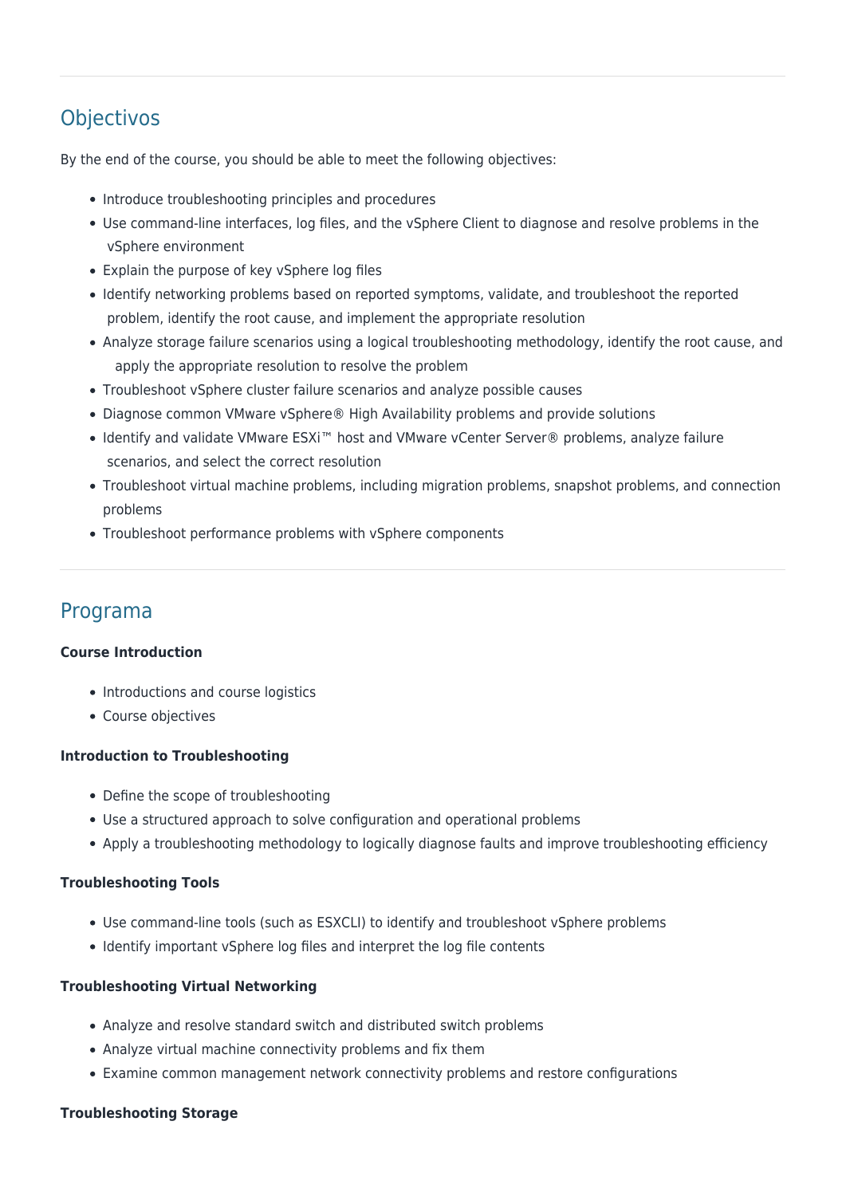## Objectivos

By the end of the course, you should be able to meet the following objectives:

- Introduce troubleshooting principles and procedures
- Use command-line interfaces, log files, and the vSphere Client to diagnose and resolve problems in the vSphere environment
- Explain the purpose of key vSphere log files
- Identify networking problems based on reported symptoms, validate, and troubleshoot the reported problem, identify the root cause, and implement the appropriate resolution
- Analyze storage failure scenarios using a logical troubleshooting methodology, identify the root cause, and apply the appropriate resolution to resolve the problem
- Troubleshoot vSphere cluster failure scenarios and analyze possible causes
- Diagnose common VMware vSphere® High Availability problems and provide solutions
- Identify and validate VMware ESXi™ host and VMware vCenter Server® problems, analyze failure scenarios, and select the correct resolution
- Troubleshoot virtual machine problems, including migration problems, snapshot problems, and connection problems
- Troubleshoot performance problems with vSphere components

## Programa

**Course Introduction**

- Introductions and course logistics
- Course objectives

**Introduction to Troubleshooting**

- Define the scope of troubleshooting
- Use a structured approach to solve configuration and operational problems
- Apply a troubleshooting methodology to logically diagnose faults and improve troubleshooting efficiency

**Troubleshooting Tools**

- Use command-line tools (such as ESXCLI) to identify and troubleshoot vSphere problems
- Identify important vSphere log files and interpret the log file contents

**Troubleshooting Virtual Networking**

- Analyze and resolve standard switch and distributed switch problems
- Analyze virtual machine connectivity problems and fix them
- Examine common management network connectivity problems and restore configurations

**Troubleshooting Storage**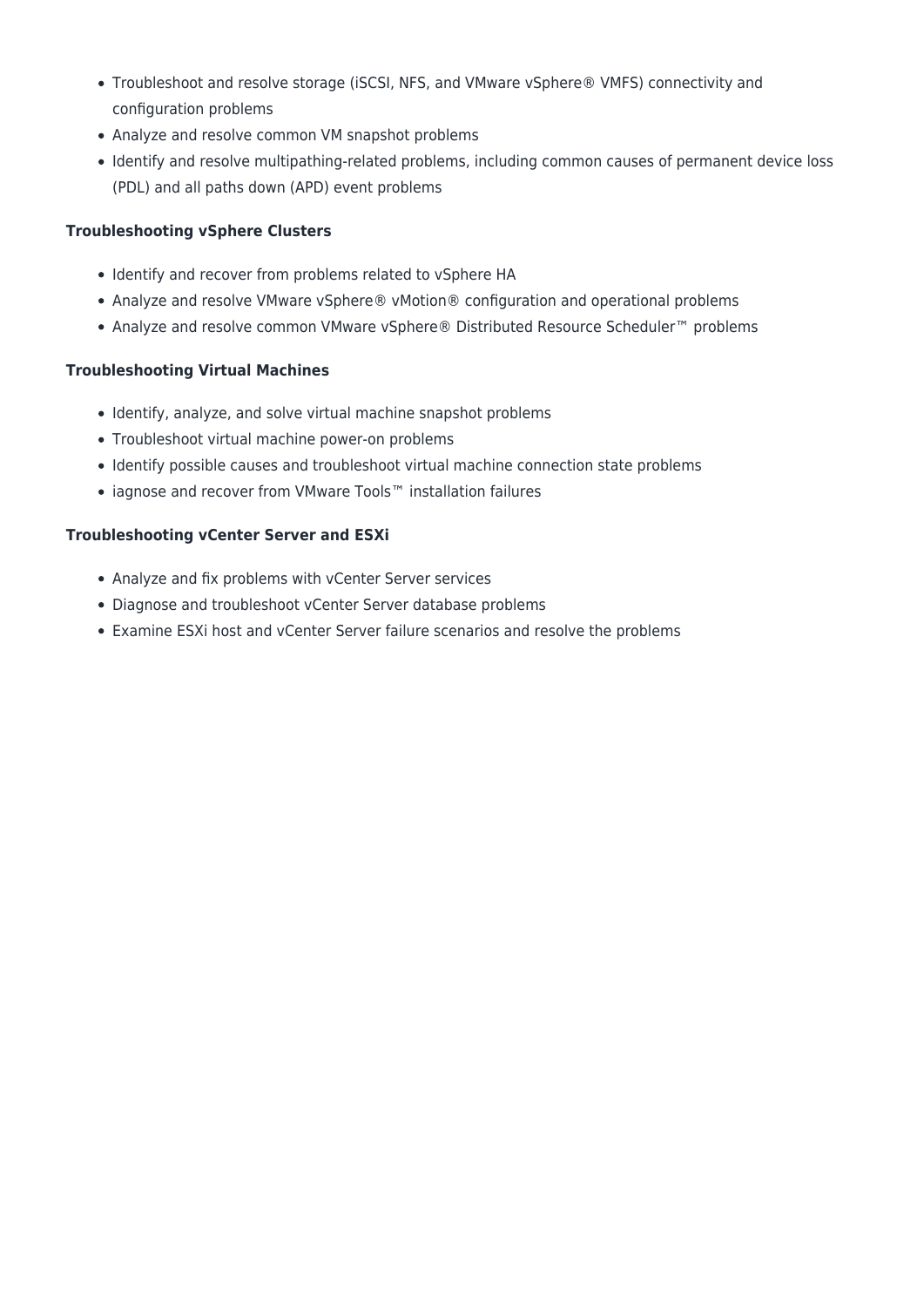- Troubleshoot and resolve storage (iSCSI, NFS, and VMware vSphere® VMFS) connectivity and configuration problems
- Analyze and resolve common VM snapshot problems
- Identify and resolve multipathing-related problems, including common causes of permanent device loss (PDL) and all paths down (APD) event problems

**Troubleshooting vSphere Clusters**

- Identify and recover from problems related to vSphere HA
- Analyze and resolve VMware vSphere® vMotion® configuration and operational problems
- Analyze and resolve common VMware vSphere® Distributed Resource Scheduler™ problems

**Troubleshooting Virtual Machines**

- Identify, analyze, and solve virtual machine snapshot problems
- Troubleshoot virtual machine power-on problems
- Identify possible causes and troubleshoot virtual machine connection state problems
- iagnose and recover from VMware Tools™ installation failures

**Troubleshooting vCenter Server and ESXi**

- Analyze and fix problems with vCenter Server services
- Diagnose and troubleshoot vCenter Server database problems
- Examine ESXi host and vCenter Server failure scenarios and resolve the problems